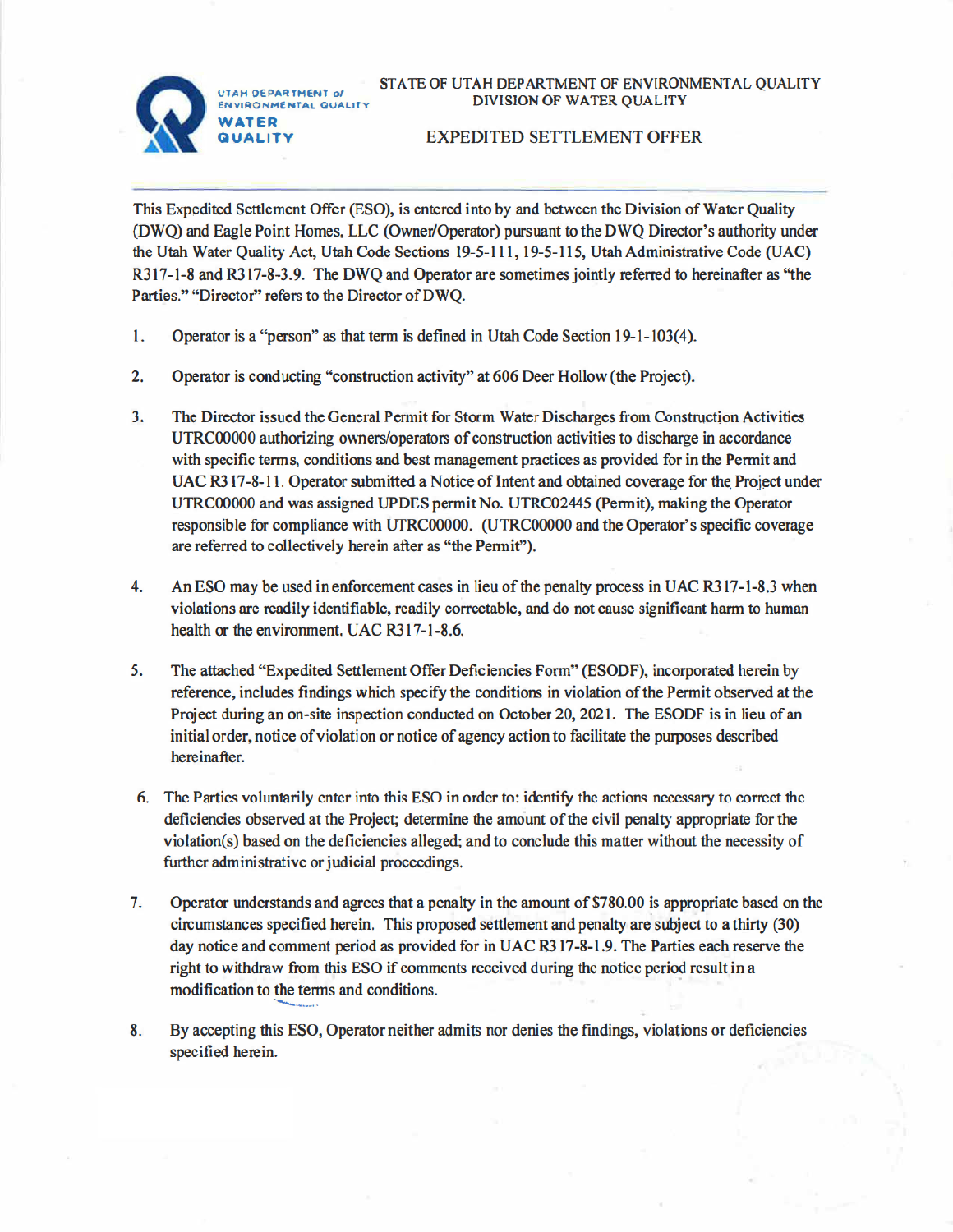UTAH DEPARTMENT of ENVIRONMENTAL QUALITY
WATER QUALITY

STATE OF UTAH DEPARTMENT OF ENVIRONMENTAL QUALITY
DIVISION OF WATER QUALITY

# EXPEDITED SETTLEMENT OFFER

This Expedited Settlement Offer (ESO), is entered into by and between the Division of Water Quality (DWQ) and Eagle Point Homes, LLC (Owner/Operator) pursuant to the DWQ Director's authority under the Utah Water Quality Act, Utah Code Sections 19-5-111, 19-5-115, Utah Administrative Code (UAC) R317-1-8 and R317-8-3.9. The DWQ and Operator are sometimes jointly referred to hereinafter as "the Parties." "Director" refers to the Director of DWQ.

1. Operator is a "person" as that term is defined in Utah Code Section 19-1-103(4).

2. Operator is conducting "construction activity" at 606 Deer Hollow (the Project).

3. The Director issued the General Permit for Storm Water Discharges from Construction Activities UTRC00000 authorizing owners/operators of construction activities to discharge in accordance with specific terms, conditions and best management practices as provided for in the Permit and UAC R317-8-11. Operator submitted a Notice of Intent and obtained coverage for the Project under UTRC00000 and was assigned UPDES permit No. UTRC02445 (Permit), making the Operator responsible for compliance with UTRC00000. (UTRC00000 and the Operator's specific coverage are referred to collectively herein after as "the Permit").

4. An ESO may be used in enforcement cases in lieu of the penalty process in UAC R317-1-8.3 when violations are readily identifiable, readily correctable, and do not cause significant harm to human health or the environment. UAC R317-1-8.6.

5. The attached "Expedited Settlement Offer Deficiencies Form" (ESODF), incorporated herein by reference, includes findings which specify the conditions in violation of the Permit observed at the Project during an on-site inspection conducted on October 20, 2021. The ESODF is in lieu of an initial order, notice of violation or notice of agency action to facilitate the purposes described hereinafter.

6. The Parties voluntarily enter into this ESO in order to: identify the actions necessary to correct the deficiencies observed at the Project; determine the amount of the civil penalty appropriate for the violation(s) based on the deficiencies alleged; and to conclude this matter without the necessity of further administrative or judicial proceedings.

7. Operator understands and agrees that a penalty in the amount of $780.00 is appropriate based on the circumstances specified herein. This proposed settlement and penalty are subject to a thirty (30) day notice and comment period as provided for in UAC R317-8-1.9. The Parties each reserve the right to withdraw from this ESO if comments received during the notice period result in a modification to the terms and conditions.

8. By accepting this ESO, Operator neither admits nor denies the findings, violations or deficiencies specified herein.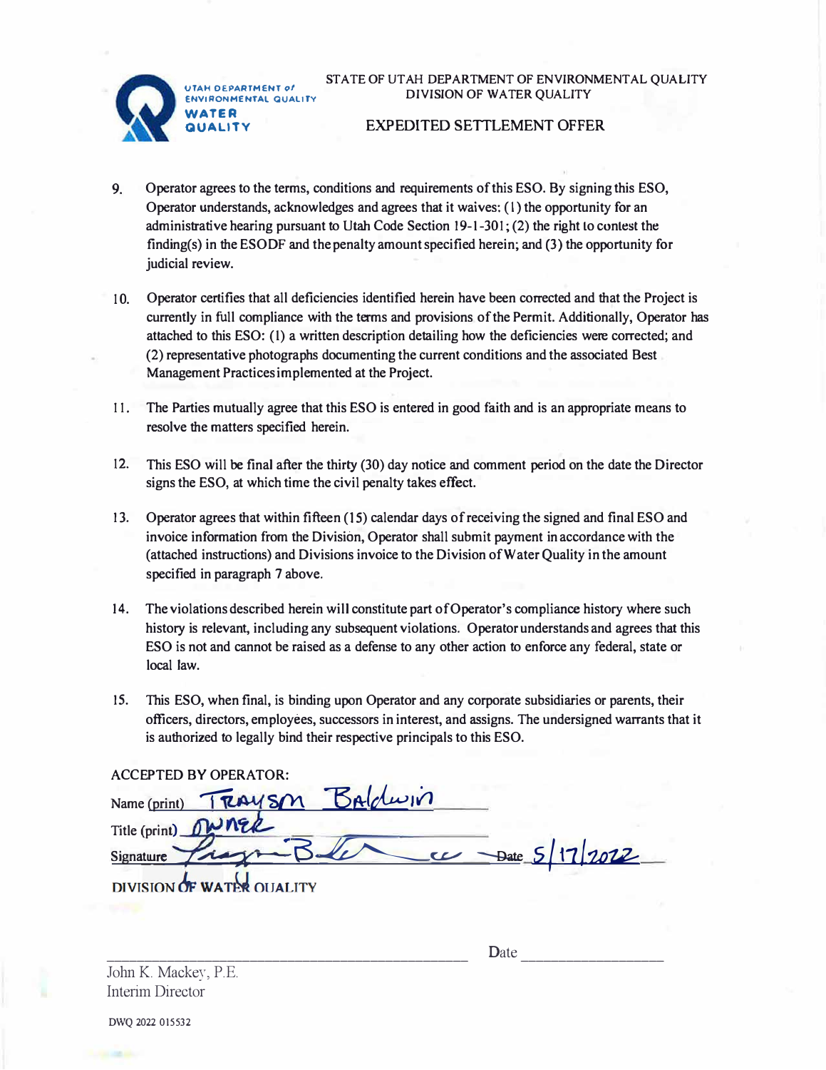STATE OF UTAH DEPARTMENT OF ENVIRONMENTAL QUALITY
DIVISION OF WATER QUALITY

UTAH DEPARTMENT of ENVIRONMENTAL QUALITY
WATER QUALITY

# EXPEDITED SETTLEMENT OFFER

9. Operator agrees to the terms, conditions and requirements of this ESO. By signing this ESO, Operator understands, acknowledges and agrees that it waives: (1) the opportunity for an administrative hearing pursuant to Utah Code Section 19-1-301; (2) the right to contest the finding(s) in the ESODF and the penalty amount specified herein; and (3) the opportunity for judicial review.

10. Operator certifies that all deficiencies identified herein have been corrected and that the Project is currently in full compliance with the terms and provisions of the Permit. Additionally, Operator has attached to this ESO: (1) a written description detailing how the deficiencies were corrected; and (2) representative photographs documenting the current conditions and the associated Best Management Practices implemented at the Project.

11. The Parties mutually agree that this ESO is entered in good faith and is an appropriate means to resolve the matters specified herein.

12. This ESO will be final after the thirty (30) day notice and comment period on the date the Director signs the ESO, at which time the civil penalty takes effect.

13. Operator agrees that within fifteen (15) calendar days of receiving the signed and final ESO and invoice information from the Division, Operator shall submit payment in accordance with the (attached instructions) and Divisions invoice to the Division of Water Quality in the amount specified in paragraph 7 above.

14. The violations described herein will constitute part of Operator's compliance history where such history is relevant, including any subsequent violations. Operator understands and agrees that this ESO is not and cannot be raised as a defense to any other action to enforce any federal, state or local law.

15. This ESO, when final, is binding upon Operator and any corporate subsidiaries or parents, their officers, directors, employees, successors in interest, and assigns. The undersigned warrants that it is authorized to legally bind their respective principals to this ESO.

ACCEPTED BY OPERATOR:

Name (print) TRAYSON Baldwin

Title (print) OWNER

Signature [signature] Date 5/17/2022

DIVISION OF WATER QUALITY

_______________________________ Date _______________

John K. Mackey, P.E.
Interim Director

DWQ 2022 015532